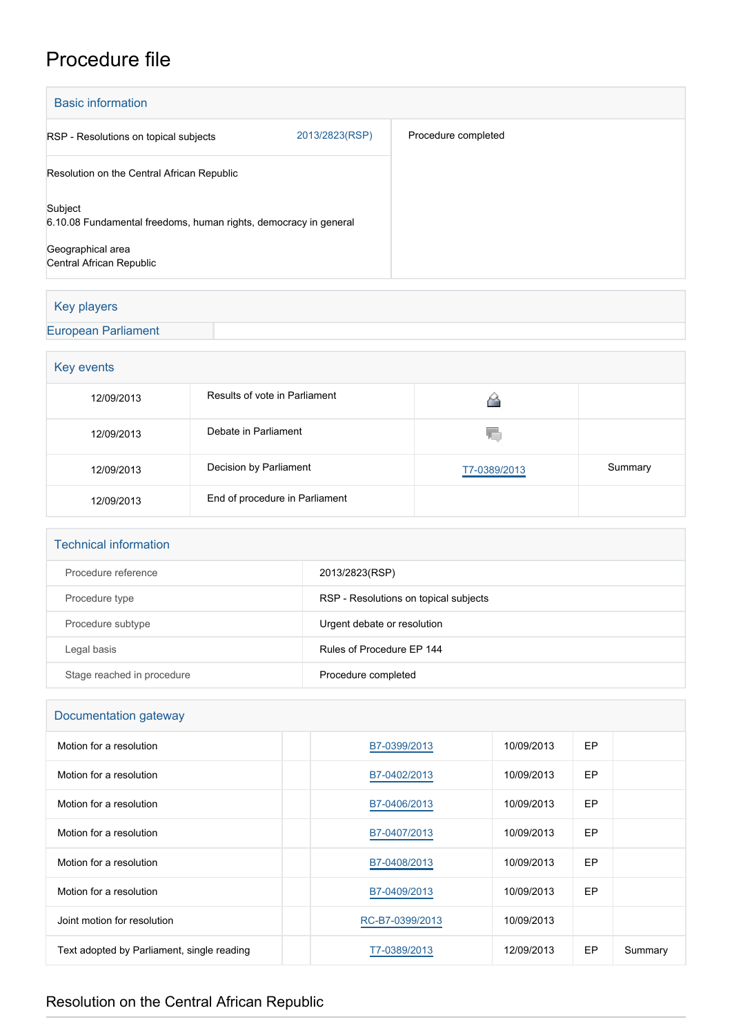# Procedure file

## Basic information

| | | |
|---|---|---|
| RSP - Resolutions on topical subjects | 2013/2823(RSP) | Procedure completed |
| Resolution on the Central African Republic | | |
| Subject<br>6.10.08 Fundamental freedoms, human rights, democracy in general | | |
| Geographical area<br>Central African Republic | | |

## Key players

European Parliament

## Key events

| | | | |
|---|---|---|---|
| 12/09/2013 | Results of vote in Parliament | | |
| 12/09/2013 | Debate in Parliament | | |
| 12/09/2013 | Decision by Parliament | T7-0389/2013 | Summary |
| 12/09/2013 | End of procedure in Parliament | | |

## Technical information

| | |
|---|---|
| Procedure reference | 2013/2823(RSP) |
| Procedure type | RSP - Resolutions on topical subjects |
| Procedure subtype | Urgent debate or resolution |
| Legal basis | Rules of Procedure EP 144 |
| Stage reached in procedure | Procedure completed |

## Documentation gateway

| | | | | | |
|---|---|---|---|---|---|
| Motion for a resolution | | B7-0399/2013 | 10/09/2013 | EP | |
| Motion for a resolution | | B7-0402/2013 | 10/09/2013 | EP | |
| Motion for a resolution | | B7-0406/2013 | 10/09/2013 | EP | |
| Motion for a resolution | | B7-0407/2013 | 10/09/2013 | EP | |
| Motion for a resolution | | B7-0408/2013 | 10/09/2013 | EP | |
| Motion for a resolution | | B7-0409/2013 | 10/09/2013 | EP | |
| Joint motion for resolution | | RC-B7-0399/2013 | 10/09/2013 | | |
| Text adopted by Parliament, single reading | | T7-0389/2013 | 12/09/2013 | EP | Summary |

## Resolution on the Central African Republic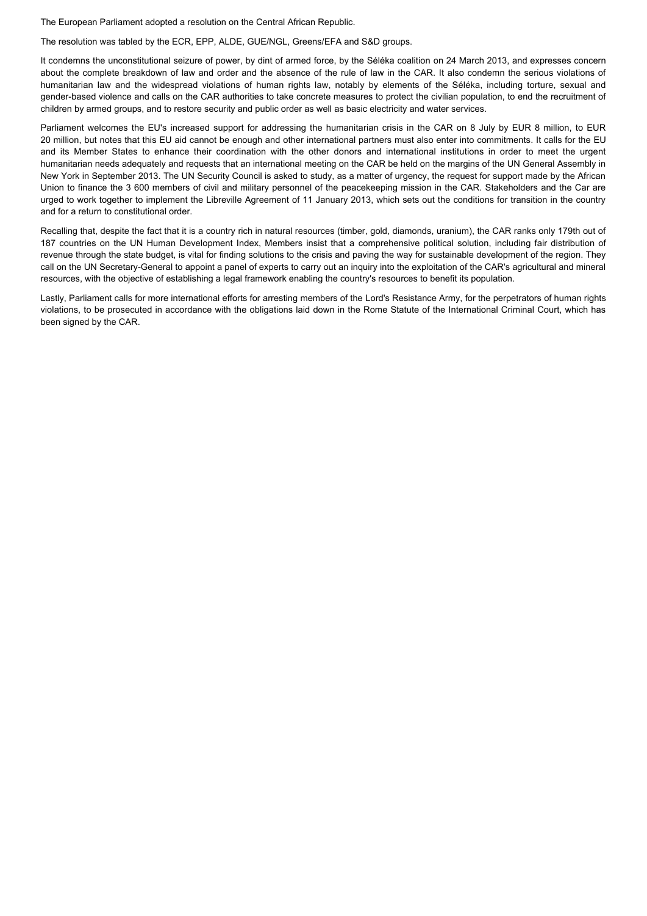The European Parliament adopted a resolution on the Central African Republic.

The resolution was tabled by the ECR, EPP, ALDE, GUE/NGL, Greens/EFA and S&D groups.

It condemns the unconstitutional seizure of power, by dint of armed force, by the Séléka coalition on 24 March 2013, and expresses concern about the complete breakdown of law and order and the absence of the rule of law in the CAR. It also condemn the serious violations of humanitarian law and the widespread violations of human rights law, notably by elements of the Séléka, including torture, sexual and gender-based violence and calls on the CAR authorities to take concrete measures to protect the civilian population, to end the recruitment of children by armed groups, and to restore security and public order as well as basic electricity and water services.

Parliament welcomes the EU's increased support for addressing the humanitarian crisis in the CAR on 8 July by EUR 8 million, to EUR 20 million, but notes that this EU aid cannot be enough and other international partners must also enter into commitments. It calls for the EU and its Member States to enhance their coordination with the other donors and international institutions in order to meet the urgent humanitarian needs adequately and requests that an international meeting on the CAR be held on the margins of the UN General Assembly in New York in September 2013. The UN Security Council is asked to study, as a matter of urgency, the request for support made by the African Union to finance the 3 600 members of civil and military personnel of the peacekeeping mission in the CAR. Stakeholders and the Car are urged to work together to implement the Libreville Agreement of 11 January 2013, which sets out the conditions for transition in the country and for a return to constitutional order.

Recalling that, despite the fact that it is a country rich in natural resources (timber, gold, diamonds, uranium), the CAR ranks only 179th out of 187 countries on the UN Human Development Index, Members insist that a comprehensive political solution, including fair distribution of revenue through the state budget, is vital for finding solutions to the crisis and paving the way for sustainable development of the region. They call on the UN Secretary-General to appoint a panel of experts to carry out an inquiry into the exploitation of the CAR's agricultural and mineral resources, with the objective of establishing a legal framework enabling the country's resources to benefit its population.

Lastly, Parliament calls for more international efforts for arresting members of the Lord's Resistance Army, for the perpetrators of human rights violations, to be prosecuted in accordance with the obligations laid down in the Rome Statute of the International Criminal Court, which has been signed by the CAR.